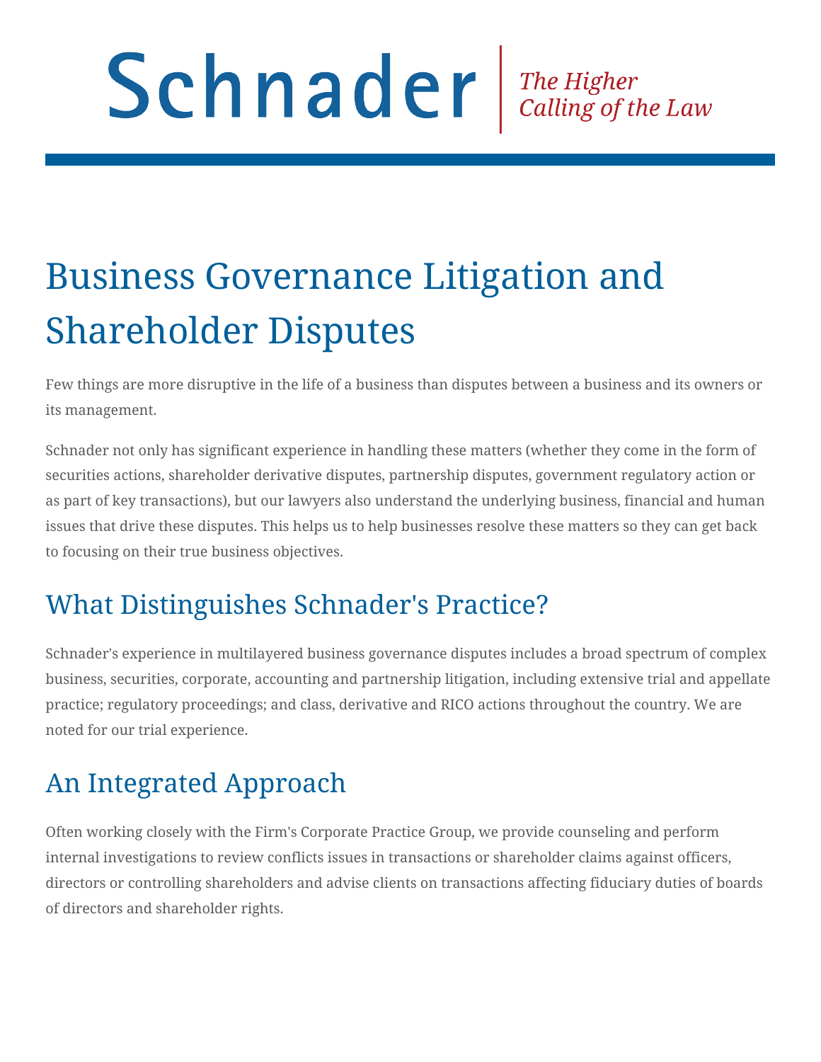Schnader | *The Higher Calling of the Law*

# Business Governance Litigation and Shareholder Disputes

Few things are more disruptive in the life of a business than disputes between a business and its owners or its management.

Schnader not only has significant experience in handling these matters (whether they come in the form of securities actions, shareholder derivative disputes, partnership disputes, government regulatory action or as part of key transactions), but our lawyers also understand the underlying business, financial and human issues that drive these disputes. This helps us to help businesses resolve these matters so they can get back to focusing on their true business objectives.

## What Distinguishes Schnader's Practice?

Schnader's experience in multilayered business governance disputes includes a broad spectrum of complex business, securities, corporate, accounting and partnership litigation, including extensive trial and appellate practice; regulatory proceedings; and class, derivative and RICO actions throughout the country. We are noted for our trial experience.

## An Integrated Approach

Often working closely with the Firm's Corporate Practice Group, we provide counseling and perform internal investigations to review conflicts issues in transactions or shareholder claims against officers, directors or controlling shareholders and advise clients on transactions affecting fiduciary duties of boards of directors and shareholder rights.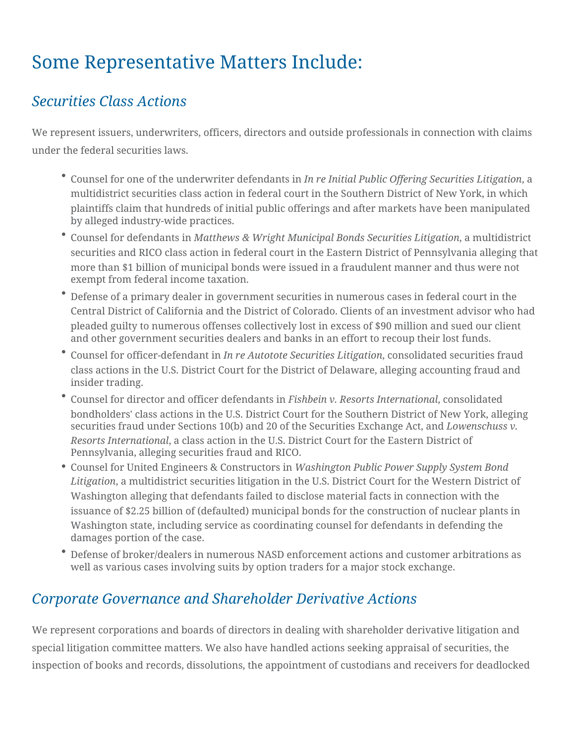# Some Representative Matters Include:

## *Securities Class Actions*

We represent issuers, underwriters, officers, directors and outside professionals in connection with claims under the federal securities laws.

- Counsel for one of the underwriter defendants in *In re Initial Public Offering Securities Litigation*, a multidistrict securities class action in federal court in the Southern District of New York, in which plaintiffs claim that hundreds of initial public offerings and after markets have been manipulated by alleged industry-wide practices.
- Counsel for defendants in *Matthews & Wright Municipal Bonds Securities Litigation*, a multidistrict securities and RICO class action in federal court in the Eastern District of Pennsylvania alleging that more than $1 billion of municipal bonds were issued in a fraudulent manner and thus were not exempt from federal income taxation.
- Defense of a primary dealer in government securities in numerous cases in federal court in the Central District of California and the District of Colorado. Clients of an investment advisor who had pleaded guilty to numerous offenses collectively lost in excess of $90 million and sued our client and other government securities dealers and banks in an effort to recoup their lost funds.
- Counsel for officer-defendant in *In re Autotote Securities Litigation*, consolidated securities fraud class actions in the U.S. District Court for the District of Delaware, alleging accounting fraud and insider trading.
- Counsel for director and officer defendants in *Fishbein v. Resorts International*, consolidated bondholders' class actions in the U.S. District Court for the Southern District of New York, alleging securities fraud under Sections 10(b) and 20 of the Securities Exchange Act, and *Lowenschuss v. Resorts International*, a class action in the U.S. District Court for the Eastern District of Pennsylvania, alleging securities fraud and RICO.
- Counsel for United Engineers & Constructors in *Washington Public Power Supply System Bond Litigation*, a multidistrict securities litigation in the U.S. District Court for the Western District of Washington alleging that defendants failed to disclose material facts in connection with the issuance of $2.25 billion of (defaulted) municipal bonds for the construction of nuclear plants in Washington state, including service as coordinating counsel for defendants in defending the damages portion of the case.
- Defense of broker/dealers in numerous NASD enforcement actions and customer arbitrations as well as various cases involving suits by option traders for a major stock exchange.

## *Corporate Governance and Shareholder Derivative Actions*

We represent corporations and boards of directors in dealing with shareholder derivative litigation and special litigation committee matters. We also have handled actions seeking appraisal of securities, the inspection of books and records, dissolutions, the appointment of custodians and receivers for deadlocked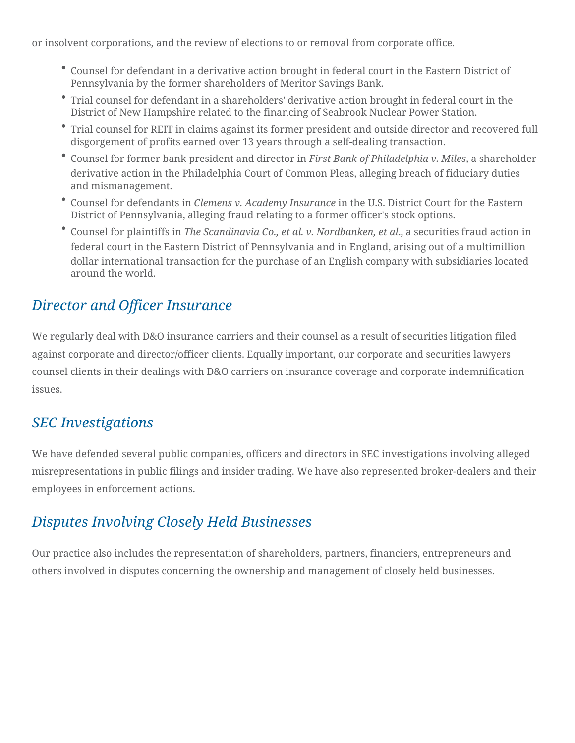or insolvent corporations, and the review of elections to or removal from corporate office.

- Counsel for defendant in a derivative action brought in federal court in the Eastern District of Pennsylvania by the former shareholders of Meritor Savings Bank.
- Trial counsel for defendant in a shareholders' derivative action brought in federal court in the District of New Hampshire related to the financing of Seabrook Nuclear Power Station.
- Trial counsel for REIT in claims against its former president and outside director and recovered full disgorgement of profits earned over 13 years through a self-dealing transaction.
- Counsel for former bank president and director in *First Bank of Philadelphia v. Miles*, a shareholder derivative action in the Philadelphia Court of Common Pleas, alleging breach of fiduciary duties and mismanagement.
- Counsel for defendants in *Clemens v. Academy Insurance* in the U.S. District Court for the Eastern District of Pennsylvania, alleging fraud relating to a former officer's stock options.
- Counsel for plaintiffs in *The Scandinavia Co., et al. v. Nordbanken, et al.*, a securities fraud action in federal court in the Eastern District of Pennsylvania and in England, arising out of a multimillion dollar international transaction for the purchase of an English company with subsidiaries located around the world.

## *Director and Officer Insurance*

We regularly deal with D&O insurance carriers and their counsel as a result of securities litigation filed against corporate and director/officer clients. Equally important, our corporate and securities lawyers counsel clients in their dealings with D&O carriers on insurance coverage and corporate indemnification issues.

## *SEC Investigations*

We have defended several public companies, officers and directors in SEC investigations involving alleged misrepresentations in public filings and insider trading. We have also represented broker-dealers and their employees in enforcement actions.

## *Disputes Involving Closely Held Businesses*

Our practice also includes the representation of shareholders, partners, financiers, entrepreneurs and others involved in disputes concerning the ownership and management of closely held businesses.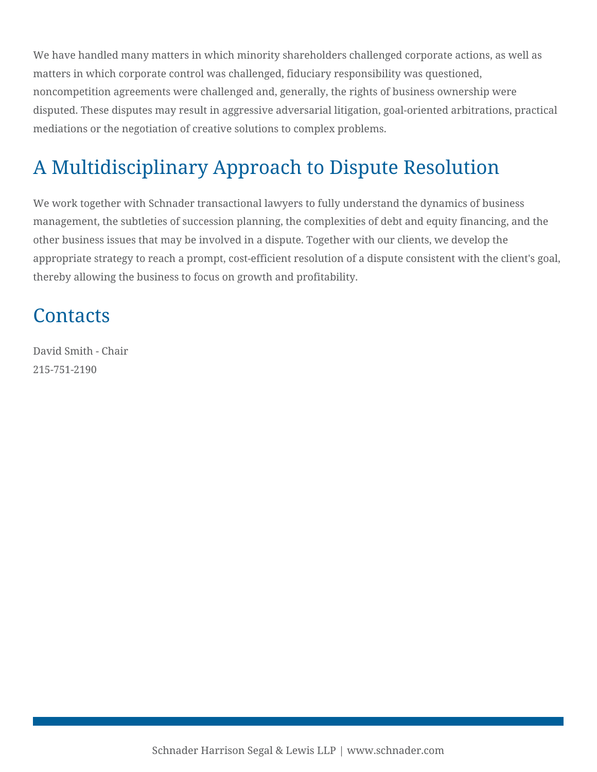We have handled many matters in which minority shareholders challenged corporate actions, as well as matters in which corporate control was challenged, fiduciary responsibility was questioned, noncompetition agreements were challenged and, generally, the rights of business ownership were disputed. These disputes may result in aggressive adversarial litigation, goal-oriented arbitrations, practical mediations or the negotiation of creative solutions to complex problems.

## A Multidisciplinary Approach to Dispute Resolution

We work together with Schnader transactional lawyers to fully understand the dynamics of business management, the subtleties of succession planning, the complexities of debt and equity financing, and the other business issues that may be involved in a dispute. Together with our clients, we develop the appropriate strategy to reach a prompt, cost-efficient resolution of a dispute consistent with the client's goal, thereby allowing the business to focus on growth and profitability.

## Contacts

David Smith - Chair
215-751-2190